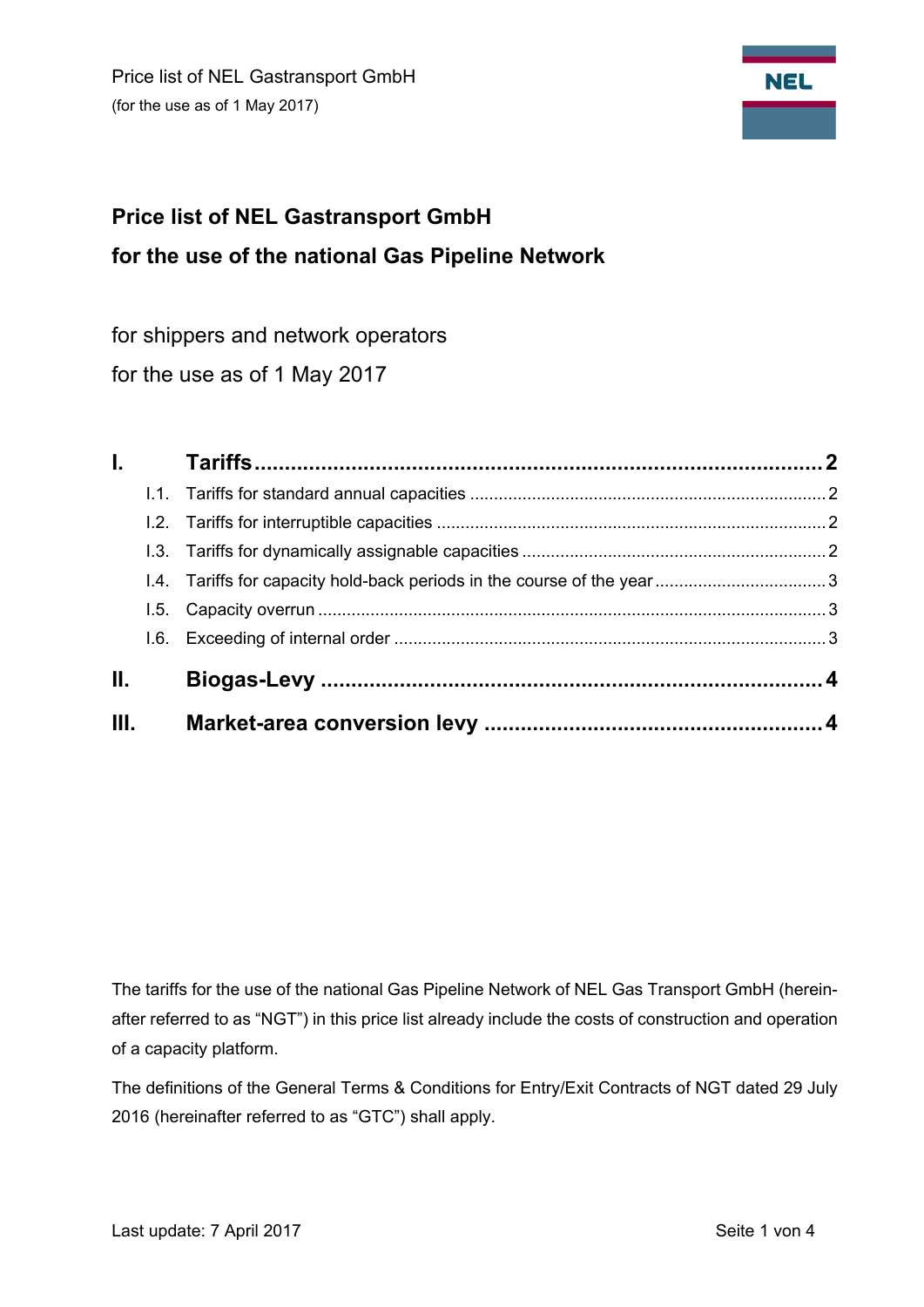# Price list of NEL Gastransport GmbH

# for the use of the national Gas Pipeline Network

for shippers and network operators

for the use as of 1 May 2017

| | | |
|---|---|---|
| **I.** | **Tariffs** | **2** |
| I.1. | Tariffs for standard annual capacities | 2 |
| I.2. | Tariffs for interruptible capacities | 2 |
| I.3. | Tariffs for dynamically assignable capacities | 2 |
| I.4. | Tariffs for capacity hold-back periods in the course of the year | 3 |
| I.5. | Capacity overrun | 3 |
| I.6. | Exceeding of internal order | 3 |
| **II.** | **Biogas-Levy** | **4** |
| **III.** | **Market-area conversion levy** | **4** |

The tariffs for the use of the national Gas Pipeline Network of NEL Gas Transport GmbH (hereinafter referred to as "NGT") in this price list already include the costs of construction and operation of a capacity platform.

The definitions of the General Terms & Conditions for Entry/Exit Contracts of NGT dated 29 July 2016 (hereinafter referred to as "GTC") shall apply.

Last update: 7 April 2017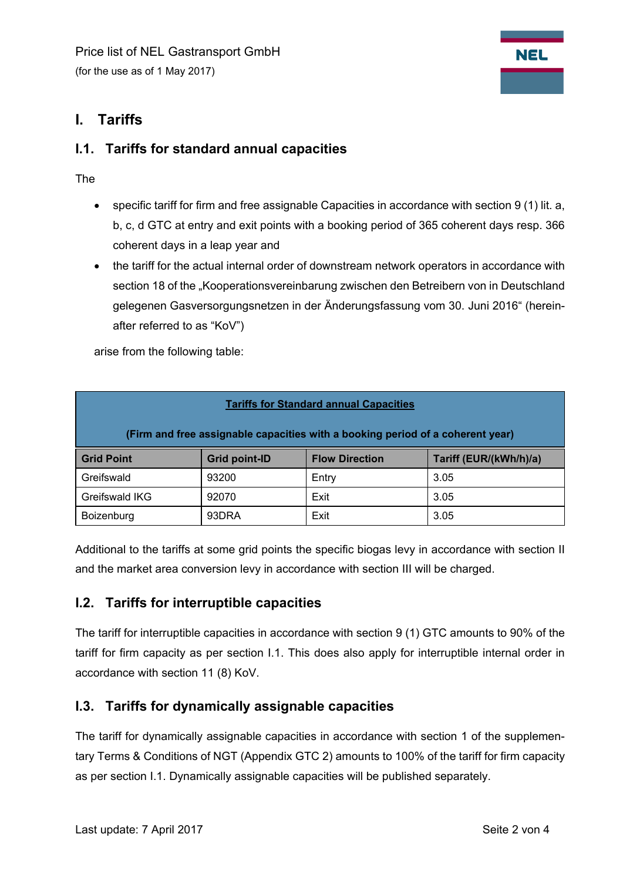Price list of NEL Gastransport GmbH

(for the use as of 1 May 2017)

# I. Tariffs

## I.1. Tariffs for standard annual capacities

The

- specific tariff for firm and free assignable Capacities in accordance with section 9 (1) lit. a, b, c, d GTC at entry and exit points with a booking period of 365 coherent days resp. 366 coherent days in a leap year and
- the tariff for the actual internal order of downstream network operators in accordance with section 18 of the „Kooperationsvereinbarung zwischen den Betreibern von in Deutschland gelegenen Gasversorgungsnetzen in der Änderungsfassung vom 30. Juni 2016“ (hereinafter referred to as “KoV”)

arise from the following table:

| Tariffs for Standard annual Capacities (Firm and free assignable capacities with a booking period of a coherent year) | | | |
|---|---|---|---|
| **Grid Point** | **Grid point-ID** | **Flow Direction** | **Tariff (EUR/(kWh/h)/a)** |
| Greifswald | 93200 | Entry | 3.05 |
| Greifswald IKG | 92070 | Exit | 3.05 |
| Boizenburg | 93DRA | Exit | 3.05 |

Additional to the tariffs at some grid points the specific biogas levy in accordance with section II and the market area conversion levy in accordance with section III will be charged.

## I.2. Tariffs for interruptible capacities

The tariff for interruptible capacities in accordance with section 9 (1) GTC amounts to 90% of the tariff for firm capacity as per section I.1. This does also apply for interruptible internal order in accordance with section 11 (8) KoV.

## I.3. Tariffs for dynamically assignable capacities

The tariff for dynamically assignable capacities in accordance with section 1 of the supplementary Terms & Conditions of NGT (Appendix GTC 2) amounts to 100% of the tariff for firm capacity as per section I.1. Dynamically assignable capacities will be published separately.

Last update: 7 April 2017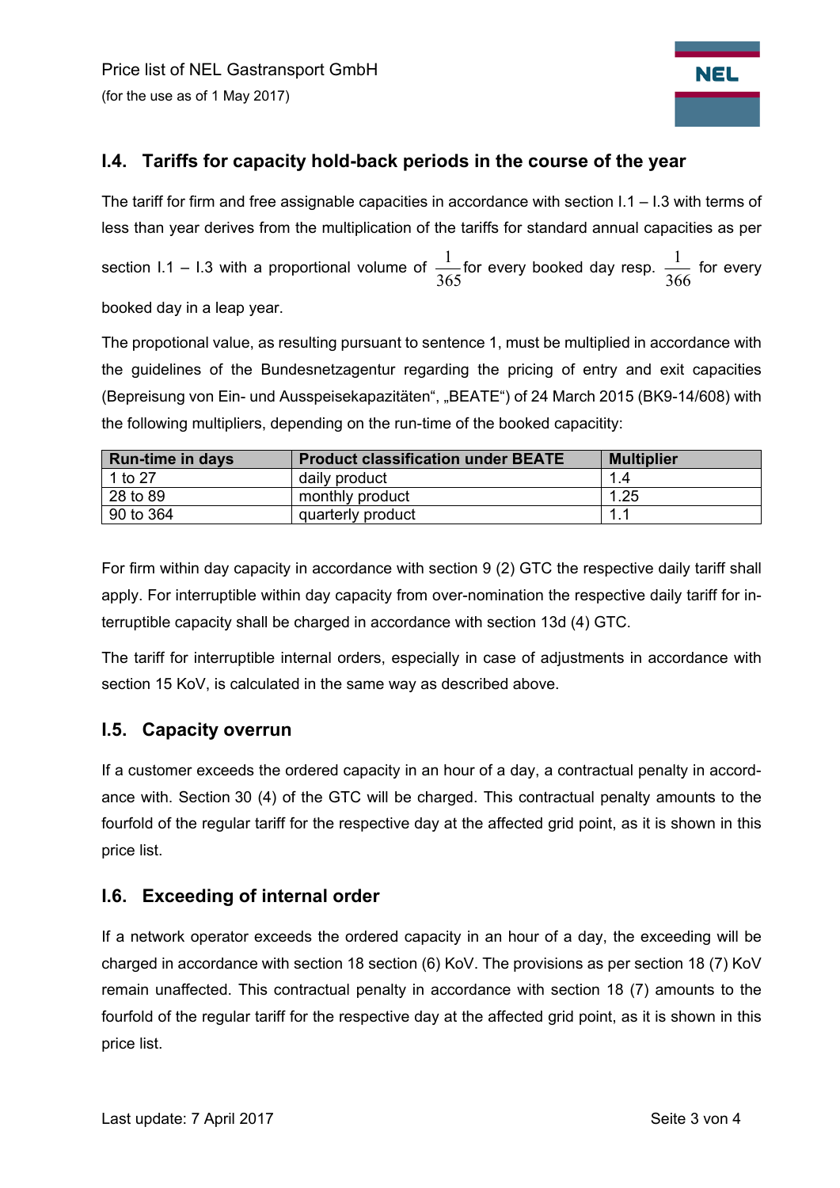## I.4. Tariffs for capacity hold-back periods in the course of the year

The tariff for firm and free assignable capacities in accordance with section I.1 – I.3 with terms of less than year derives from the multiplication of the tariffs for standard annual capacities as per section I.1 – I.3 with a proportional volume of $\frac{1}{365}$ for every booked day resp. $\frac{1}{366}$ for every booked day in a leap year.

The propotional value, as resulting pursuant to sentence 1, must be multiplied in accordance with the guidelines of the Bundesnetzagentur regarding the pricing of entry and exit capacities (Bepreisung von Ein- und Ausspeisekapazitäten", „BEATE") of 24 March 2015 (BK9-14/608) with the following multipliers, depending on the run-time of the booked capacitity:

| Run-time in days | Product classification under BEATE | Multiplier |
|---|---|---|
| 1 to 27 | daily product | 1.4 |
| 28 to 89 | monthly product | 1.25 |
| 90 to 364 | quarterly product | 1.1 |

For firm within day capacity in accordance with section 9 (2) GTC the respective daily tariff shall apply. For interruptible within day capacity from over-nomination the respective daily tariff for interruptible capacity shall be charged in accordance with section 13d (4) GTC.

The tariff for interruptible internal orders, especially in case of adjustments in accordance with section 15 KoV, is calculated in the same way as described above.

## I.5. Capacity overrun

If a customer exceeds the ordered capacity in an hour of a day, a contractual penalty in accordance with. Section 30 (4) of the GTC will be charged. This contractual penalty amounts to the fourfold of the regular tariff for the respective day at the affected grid point, as it is shown in this price list.

## I.6. Exceeding of internal order

If a network operator exceeds the ordered capacity in an hour of a day, the exceeding will be charged in accordance with section 18 section (6) KoV. The provisions as per section 18 (7) KoV remain unaffected. This contractual penalty in accordance with section 18 (7) amounts to the fourfold of the regular tariff for the respective day at the affected grid point, as it is shown in this price list.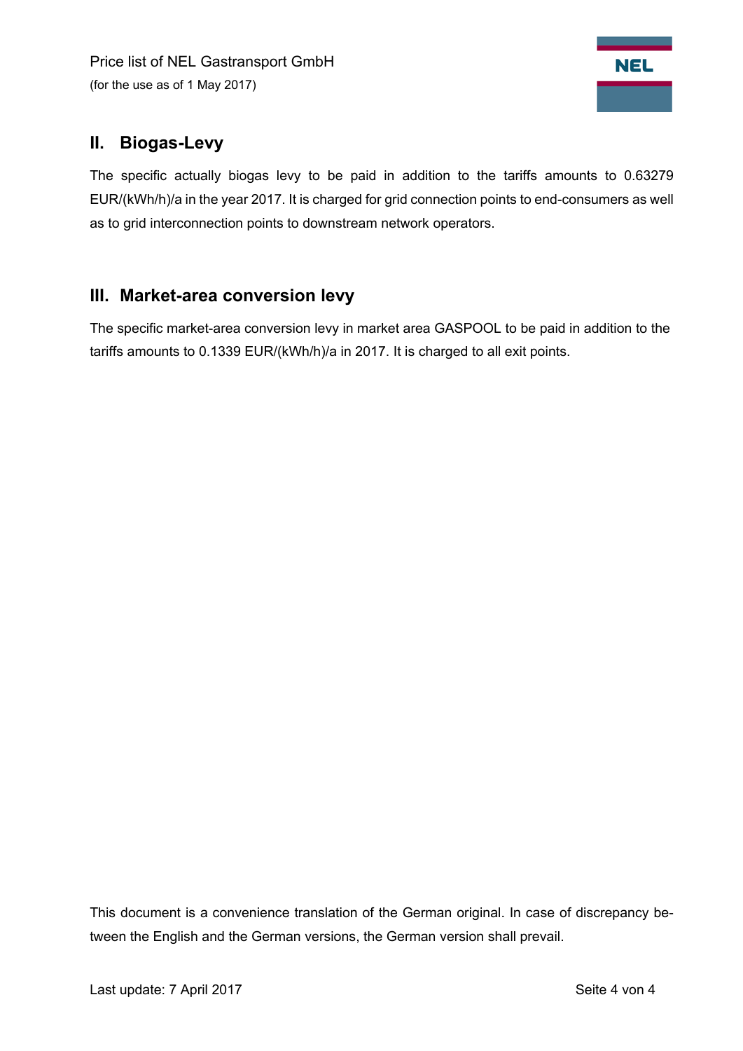## II. Biogas-Levy

The specific actually biogas levy to be paid in addition to the tariffs amounts to 0.63279 EUR/(kWh/h)/a in the year 2017. It is charged for grid connection points to end-consumers as well as to grid interconnection points to downstream network operators.

## III. Market-area conversion levy

The specific market-area conversion levy in market area GASPOOL to be paid in addition to the tariffs amounts to 0.1339 EUR/(kWh/h)/a in 2017. It is charged to all exit points.

This document is a convenience translation of the German original. In case of discrepancy between the English and the German versions, the German version shall prevail.

Last update: 7 April 2017